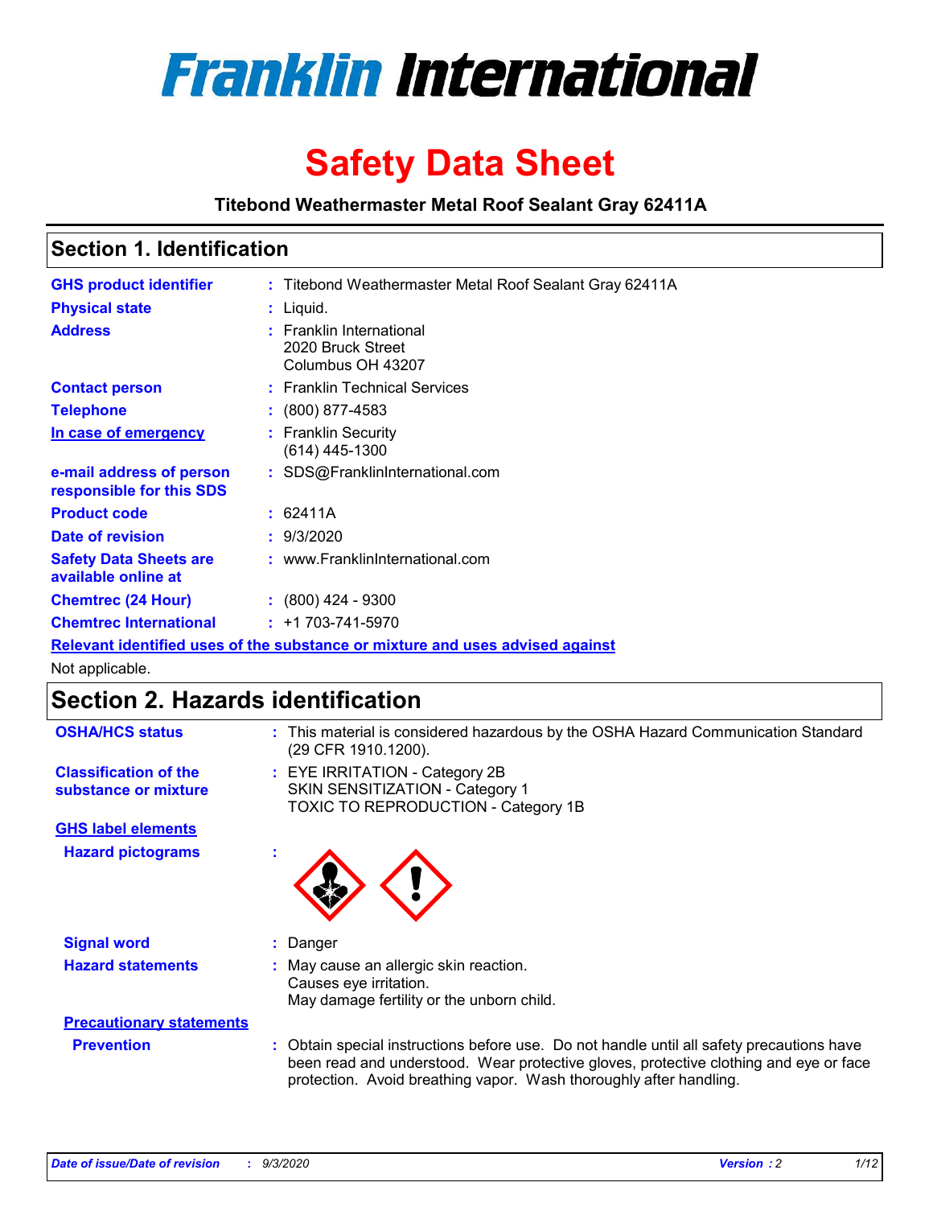# Franklin International

# Safety Data Sheet

**Titebond Weathermaster Metal Roof Sealant Gray 62411A**

## Section 1. Identification

| | | |
|---|---|---|
| **GHS product identifier** | : | Titebond Weathermaster Metal Roof Sealant Gray 62411A |
| **Physical state** | : | Liquid. |
| **Address** | : | Franklin International<br>2020 Bruck Street<br>Columbus OH 43207 |
| **Contact person** | : | Franklin Technical Services |
| **Telephone** | : | (800) 877-4583 |
| **In case of emergency** | : | Franklin Security<br>(614) 445-1300 |
| **e-mail address of person responsible for this SDS** | : | SDS@FranklinInternational.com |
| **Product code** | : | 62411A |
| **Date of revision** | : | 9/3/2020 |
| **Safety Data Sheets are available online at** | : | www.FranklinInternational.com |
| **Chemtrec (24 Hour)** | : | (800) 424 - 9300 |
| **Chemtrec International** | : | +1 703-741-5970 |

**Relevant identified uses of the substance or mixture and uses advised against**

Not applicable.

## Section 2. Hazards identification

| | | |
|---|---|---|
| **OSHA/HCS status** | : | This material is considered hazardous by the OSHA Hazard Communication Standard (29 CFR 1910.1200). |
| **Classification of the substance or mixture** | : | EYE IRRITATION - Category 2B<br>SKIN SENSITIZATION - Category 1<br>TOXIC TO REPRODUCTION - Category 1B |

**GHS label elements**

| | | |
|---|---|---|
| **Hazard pictograms** | : | |
| **Signal word** | : | Danger |
| **Hazard statements** | : | May cause an allergic skin reaction.<br>Causes eye irritation.<br>May damage fertility or the unborn child. |

**Precautionary statements**

| | | |
|---|---|---|
| **Prevention** | : | Obtain special instructions before use. Do not handle until all safety precautions have been read and understood. Wear protective gloves, protective clothing and eye or face protection. Avoid breathing vapor. Wash thoroughly after handling. |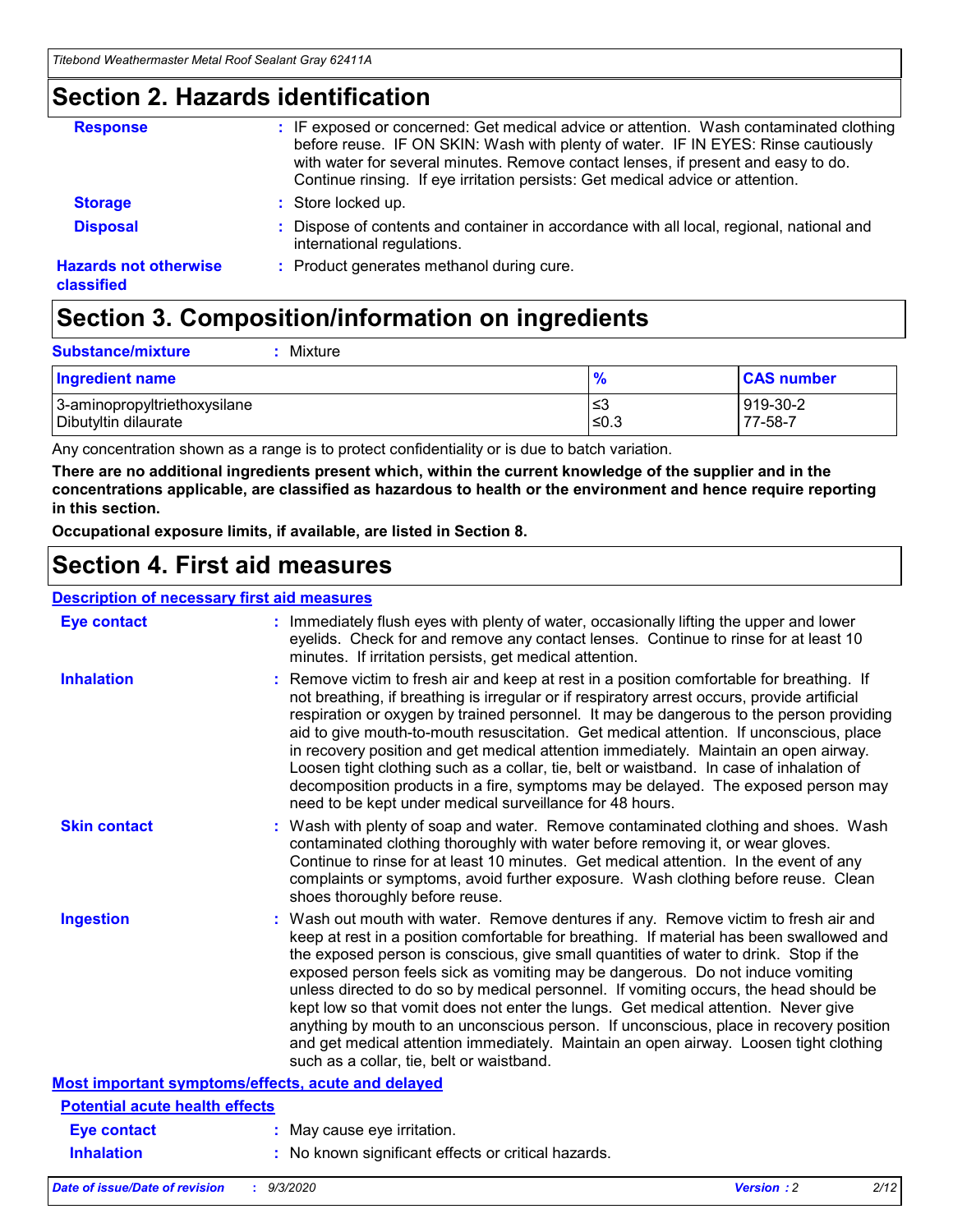## Section 2. Hazards identification

**Response** : IF exposed or concerned: Get medical advice or attention. Wash contaminated clothing before reuse. IF ON SKIN: Wash with plenty of water. IF IN EYES: Rinse cautiously with water for several minutes. Remove contact lenses, if present and easy to do. Continue rinsing. If eye irritation persists: Get medical advice or attention.

**Storage** : Store locked up.

**Disposal** : Dispose of contents and container in accordance with all local, regional, national and international regulations.

**Hazards not otherwise classified** : Product generates methanol during cure.

## Section 3. Composition/information on ingredients

**Substance/mixture** : Mixture

| Ingredient name | % | CAS number |
| --- | --- | --- |
| 3-aminopropyltriethoxysilane | ≤3 | 919-30-2 |
| Dibutyltin dilaurate | ≤0.3 | 77-58-7 |

Any concentration shown as a range is to protect confidentiality or is due to batch variation.

**There are no additional ingredients present which, within the current knowledge of the supplier and in the concentrations applicable, are classified as hazardous to health or the environment and hence require reporting in this section.**

**Occupational exposure limits, if available, are listed in Section 8.**

## Section 4. First aid measures

### Description of necessary first aid measures

**Eye contact** : Immediately flush eyes with plenty of water, occasionally lifting the upper and lower eyelids. Check for and remove any contact lenses. Continue to rinse for at least 10 minutes. If irritation persists, get medical attention.

**Inhalation** : Remove victim to fresh air and keep at rest in a position comfortable for breathing. If not breathing, if breathing is irregular or if respiratory arrest occurs, provide artificial respiration or oxygen by trained personnel. It may be dangerous to the person providing aid to give mouth-to-mouth resuscitation. Get medical attention. If unconscious, place in recovery position and get medical attention immediately. Maintain an open airway. Loosen tight clothing such as a collar, tie, belt or waistband. In case of inhalation of decomposition products in a fire, symptoms may be delayed. The exposed person may need to be kept under medical surveillance for 48 hours.

**Skin contact** : Wash with plenty of soap and water. Remove contaminated clothing and shoes. Wash contaminated clothing thoroughly with water before removing it, or wear gloves. Continue to rinse for at least 10 minutes. Get medical attention. In the event of any complaints or symptoms, avoid further exposure. Wash clothing before reuse. Clean shoes thoroughly before reuse.

**Ingestion** : Wash out mouth with water. Remove dentures if any. Remove victim to fresh air and keep at rest in a position comfortable for breathing. If material has been swallowed and the exposed person is conscious, give small quantities of water to drink. Stop if the exposed person feels sick as vomiting may be dangerous. Do not induce vomiting unless directed to do so by medical personnel. If vomiting occurs, the head should be kept low so that vomit does not enter the lungs. Get medical attention. Never give anything by mouth to an unconscious person. If unconscious, place in recovery position and get medical attention immediately. Maintain an open airway. Loosen tight clothing such as a collar, tie, belt or waistband.

### Most important symptoms/effects, acute and delayed

#### Potential acute health effects

**Eye contact** : May cause eye irritation.

**Inhalation** : No known significant effects or critical hazards.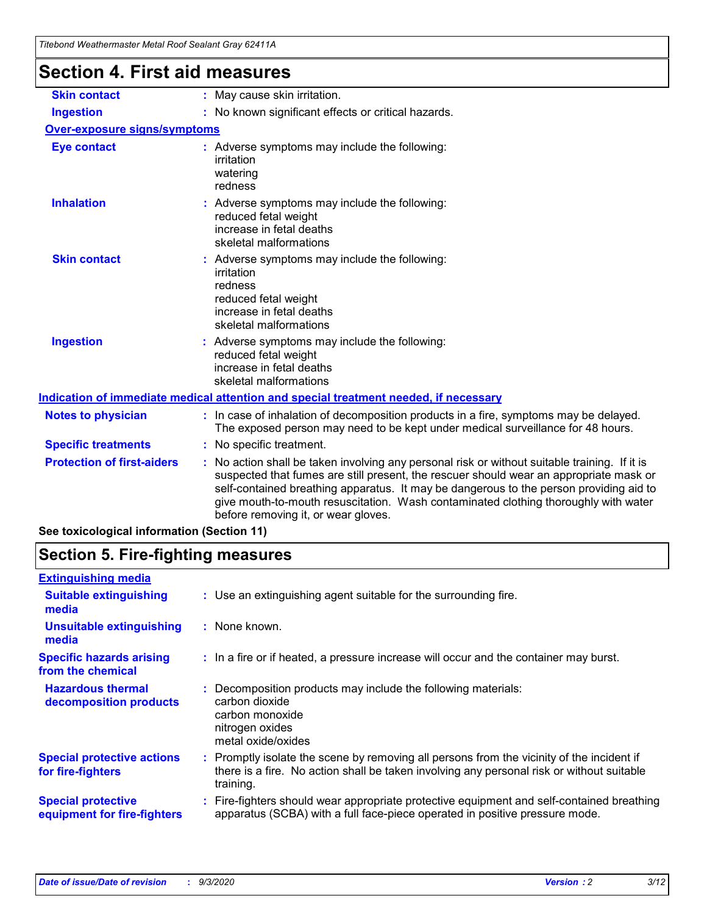# Section 4. First aid measures

| | |
|---|---|
| **Skin contact** | : May cause skin irritation. |
| **Ingestion** | : No known significant effects or critical hazards. |

**Over-exposure signs/symptoms**

| | |
|---|---|
| **Eye contact** | : Adverse symptoms may include the following:<br>irritation<br>watering<br>redness |
| **Inhalation** | : Adverse symptoms may include the following:<br>reduced fetal weight<br>increase in fetal deaths<br>skeletal malformations |
| **Skin contact** | : Adverse symptoms may include the following:<br>irritation<br>redness<br>reduced fetal weight<br>increase in fetal deaths<br>skeletal malformations |
| **Ingestion** | : Adverse symptoms may include the following:<br>reduced fetal weight<br>increase in fetal deaths<br>skeletal malformations |

**Indication of immediate medical attention and special treatment needed, if necessary**

| | |
|---|---|
| **Notes to physician** | : In case of inhalation of decomposition products in a fire, symptoms may be delayed. The exposed person may need to be kept under medical surveillance for 48 hours. |
| **Specific treatments** | : No specific treatment. |
| **Protection of first-aiders** | : No action shall be taken involving any personal risk or without suitable training. If it is suspected that fumes are still present, the rescuer should wear an appropriate mask or self-contained breathing apparatus. It may be dangerous to the person providing aid to give mouth-to-mouth resuscitation. Wash contaminated clothing thoroughly with water before removing it, or wear gloves. |

**See toxicological information (Section 11)**

# Section 5. Fire-fighting measures

**Extinguishing media**

| | |
|---|---|
| **Suitable extinguishing media** | : Use an extinguishing agent suitable for the surrounding fire. |
| **Unsuitable extinguishing media** | : None known. |
| **Specific hazards arising from the chemical** | : In a fire or if heated, a pressure increase will occur and the container may burst. |
| **Hazardous thermal decomposition products** | : Decomposition products may include the following materials:<br>carbon dioxide<br>carbon monoxide<br>nitrogen oxides<br>metal oxide/oxides |
| **Special protective actions for fire-fighters** | : Promptly isolate the scene by removing all persons from the vicinity of the incident if there is a fire. No action shall be taken involving any personal risk or without suitable training. |
| **Special protective equipment for fire-fighters** | : Fire-fighters should wear appropriate protective equipment and self-contained breathing apparatus (SCBA) with a full face-piece operated in positive pressure mode. |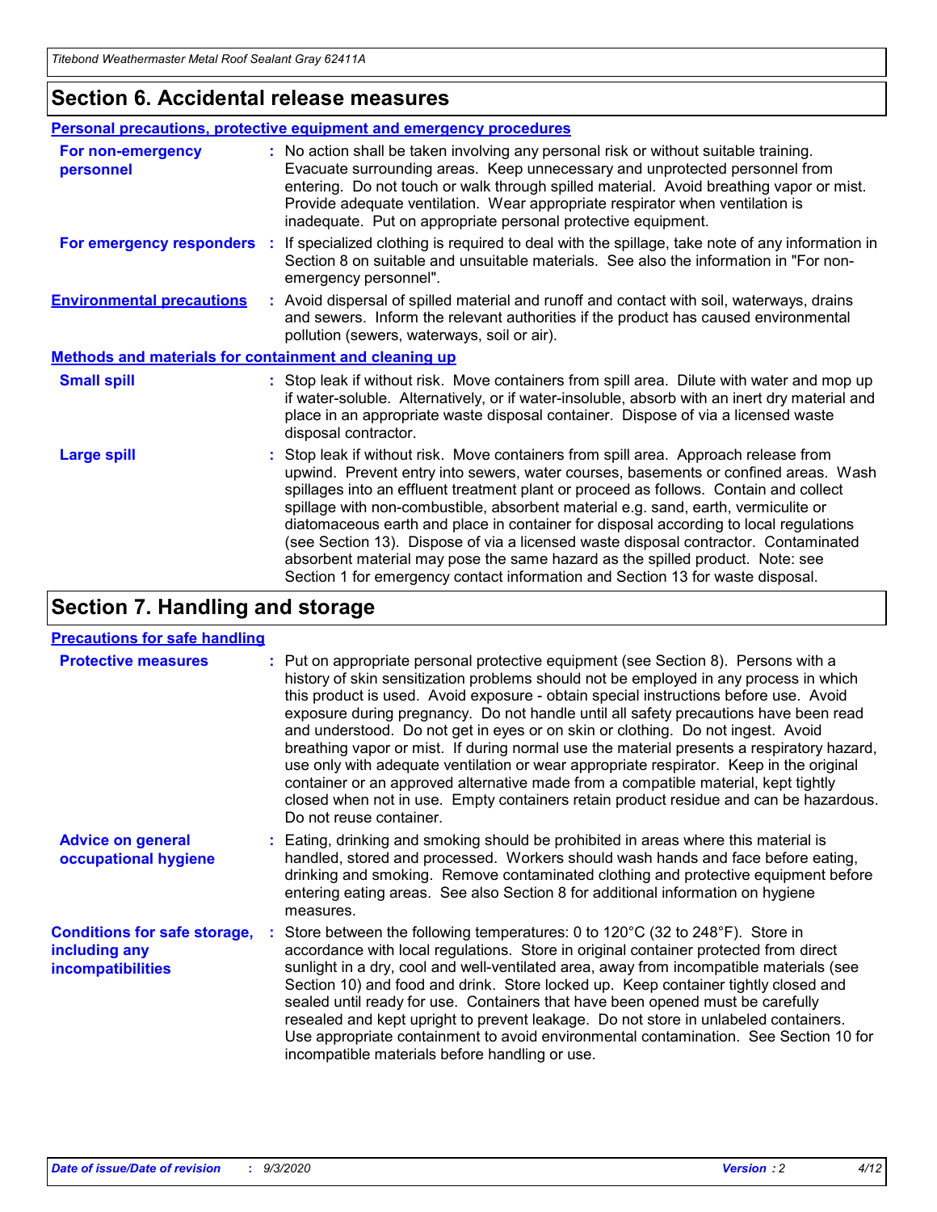## Section 6. Accidental release measures

### Personal precautions, protective equipment and emergency procedures

| | |
|---|---|
| **For non-emergency personnel** | : No action shall be taken involving any personal risk or without suitable training. Evacuate surrounding areas. Keep unnecessary and unprotected personnel from entering. Do not touch or walk through spilled material. Avoid breathing vapor or mist. Provide adequate ventilation. Wear appropriate respirator when ventilation is inadequate. Put on appropriate personal protective equipment. |
| **For emergency responders** | : If specialized clothing is required to deal with the spillage, take note of any information in Section 8 on suitable and unsuitable materials. See also the information in "For non-emergency personnel". |
| **Environmental precautions** | : Avoid dispersal of spilled material and runoff and contact with soil, waterways, drains and sewers. Inform the relevant authorities if the product has caused environmental pollution (sewers, waterways, soil or air). |

### Methods and materials for containment and cleaning up

| | |
|---|---|
| **Small spill** | : Stop leak if without risk. Move containers from spill area. Dilute with water and mop up if water-soluble. Alternatively, or if water-insoluble, absorb with an inert dry material and place in an appropriate waste disposal container. Dispose of via a licensed waste disposal contractor. |
| **Large spill** | : Stop leak if without risk. Move containers from spill area. Approach release from upwind. Prevent entry into sewers, water courses, basements or confined areas. Wash spillages into an effluent treatment plant or proceed as follows. Contain and collect spillage with non-combustible, absorbent material e.g. sand, earth, vermiculite or diatomaceous earth and place in container for disposal according to local regulations (see Section 13). Dispose of via a licensed waste disposal contractor. Contaminated absorbent material may pose the same hazard as the spilled product. Note: see Section 1 for emergency contact information and Section 13 for waste disposal. |

## Section 7. Handling and storage

### Precautions for safe handling

| | |
|---|---|
| **Protective measures** | : Put on appropriate personal protective equipment (see Section 8). Persons with a history of skin sensitization problems should not be employed in any process in which this product is used. Avoid exposure - obtain special instructions before use. Avoid exposure during pregnancy. Do not handle until all safety precautions have been read and understood. Do not get in eyes or on skin or clothing. Do not ingest. Avoid breathing vapor or mist. If during normal use the material presents a respiratory hazard, use only with adequate ventilation or wear appropriate respirator. Keep in the original container or an approved alternative made from a compatible material, kept tightly closed when not in use. Empty containers retain product residue and can be hazardous. Do not reuse container. |
| **Advice on general occupational hygiene** | : Eating, drinking and smoking should be prohibited in areas where this material is handled, stored and processed. Workers should wash hands and face before eating, drinking and smoking. Remove contaminated clothing and protective equipment before entering eating areas. See also Section 8 for additional information on hygiene measures. |
| **Conditions for safe storage, including any incompatibilities** | : Store between the following temperatures: 0 to 120°C (32 to 248°F). Store in accordance with local regulations. Store in original container protected from direct sunlight in a dry, cool and well-ventilated area, away from incompatible materials (see Section 10) and food and drink. Store locked up. Keep container tightly closed and sealed until ready for use. Containers that have been opened must be carefully resealed and kept upright to prevent leakage. Do not store in unlabeled containers. Use appropriate containment to avoid environmental contamination. See Section 10 for incompatible materials before handling or use. |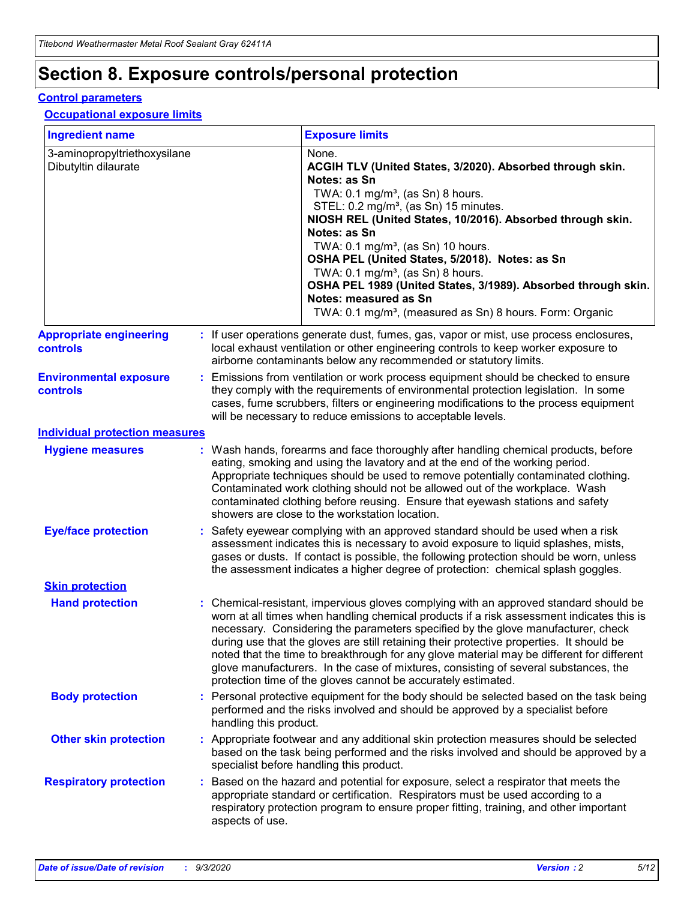# Section 8. Exposure controls/personal protection

## Control parameters

### Occupational exposure limits

| Ingredient name | Exposure limits |
| --- | --- |
| 3-aminopropyltriethoxysilane | None. |
| Dibutyltin dilaurate | **ACGIH TLV (United States, 3/2020). Absorbed through skin. Notes: as Sn**<br>TWA: 0.1 mg/m³, (as Sn) 8 hours.<br>STEL: 0.2 mg/m³, (as Sn) 15 minutes.<br>**NIOSH REL (United States, 10/2016). Absorbed through skin. Notes: as Sn**<br>TWA: 0.1 mg/m³, (as Sn) 10 hours.<br>**OSHA PEL (United States, 5/2018). Notes: as Sn**<br>TWA: 0.1 mg/m³, (as Sn) 8 hours.<br>**OSHA PEL 1989 (United States, 3/1989). Absorbed through skin. Notes: measured as Sn**<br>TWA: 0.1 mg/m³, (measured as Sn) 8 hours. Form: Organic |

**Appropriate engineering controls** : If user operations generate dust, fumes, gas, vapor or mist, use process enclosures, local exhaust ventilation or other engineering controls to keep worker exposure to airborne contaminants below any recommended or statutory limits.

**Environmental exposure controls** : Emissions from ventilation or work process equipment should be checked to ensure they comply with the requirements of environmental protection legislation. In some cases, fume scrubbers, filters or engineering modifications to the process equipment will be necessary to reduce emissions to acceptable levels.

## Individual protection measures

**Hygiene measures** : Wash hands, forearms and face thoroughly after handling chemical products, before eating, smoking and using the lavatory and at the end of the working period. Appropriate techniques should be used to remove potentially contaminated clothing. Contaminated work clothing should not be allowed out of the workplace. Wash contaminated clothing before reusing. Ensure that eyewash stations and safety showers are close to the workstation location.

**Eye/face protection** : Safety eyewear complying with an approved standard should be used when a risk assessment indicates this is necessary to avoid exposure to liquid splashes, mists, gases or dusts. If contact is possible, the following protection should be worn, unless the assessment indicates a higher degree of protection: chemical splash goggles.

### Skin protection

**Hand protection** : Chemical-resistant, impervious gloves complying with an approved standard should be worn at all times when handling chemical products if a risk assessment indicates this is necessary. Considering the parameters specified by the glove manufacturer, check during use that the gloves are still retaining their protective properties. It should be noted that the time to breakthrough for any glove material may be different for different glove manufacturers. In the case of mixtures, consisting of several substances, the protection time of the gloves cannot be accurately estimated.

**Body protection** : Personal protective equipment for the body should be selected based on the task being performed and the risks involved and should be approved by a specialist before handling this product.

**Other skin protection** : Appropriate footwear and any additional skin protection measures should be selected based on the task being performed and the risks involved and should be approved by a specialist before handling this product.

**Respiratory protection** : Based on the hazard and potential for exposure, select a respirator that meets the appropriate standard or certification. Respirators must be used according to a respiratory protection program to ensure proper fitting, training, and other important aspects of use.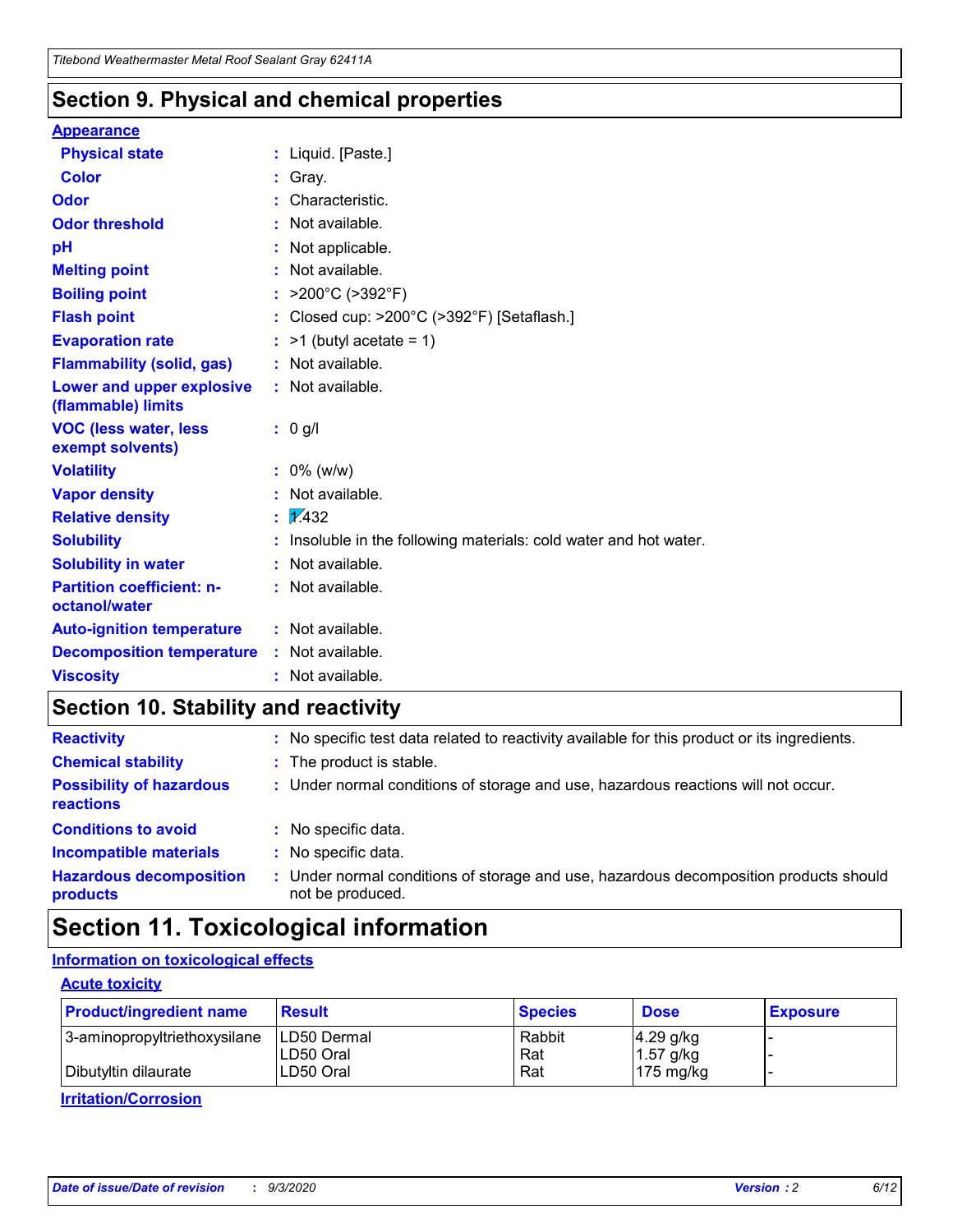## Section 9. Physical and chemical properties

**Appearance**

| | | |
|---|---|---|
| **Physical state** | : | Liquid. [Paste.] |
| **Color** | : | Gray. |
| **Odor** | : | Characteristic. |
| **Odor threshold** | : | Not available. |
| **pH** | : | Not applicable. |
| **Melting point** | : | Not available. |
| **Boiling point** | : | >200°C (>392°F) |
| **Flash point** | : | Closed cup: >200°C (>392°F) [Setaflash.] |
| **Evaporation rate** | : | >1 (butyl acetate = 1) |
| **Flammability (solid, gas)** | : | Not available. |
| **Lower and upper explosive (flammable) limits** | : | Not available. |
| **VOC (less water, less exempt solvents)** | : | 0 g/l |
| **Volatility** | : | 0% (w/w) |
| **Vapor density** | : | Not available. |
| **Relative density** | : | 1.432 |
| **Solubility** | : | Insoluble in the following materials: cold water and hot water. |
| **Solubility in water** | : | Not available. |
| **Partition coefficient: n-octanol/water** | : | Not available. |
| **Auto-ignition temperature** | : | Not available. |
| **Decomposition temperature** | : | Not available. |
| **Viscosity** | : | Not available. |

## Section 10. Stability and reactivity

| | | |
|---|---|---|
| **Reactivity** | : | No specific test data related to reactivity available for this product or its ingredients. |
| **Chemical stability** | : | The product is stable. |
| **Possibility of hazardous reactions** | : | Under normal conditions of storage and use, hazardous reactions will not occur. |
| **Conditions to avoid** | : | No specific data. |
| **Incompatible materials** | : | No specific data. |
| **Hazardous decomposition products** | : | Under normal conditions of storage and use, hazardous decomposition products should not be produced. |

## Section 11. Toxicological information

**Information on toxicological effects**

**Acute toxicity**

| Product/ingredient name | Result | Species | Dose | Exposure |
|---|---|---|---|---|
| 3-aminopropyltriethoxysilane | LD50 Dermal | Rabbit | 4.29 g/kg | - |
| | LD50 Oral | Rat | 1.57 g/kg | - |
| Dibutyltin dilaurate | LD50 Oral | Rat | 175 mg/kg | - |

**Irritation/Corrosion**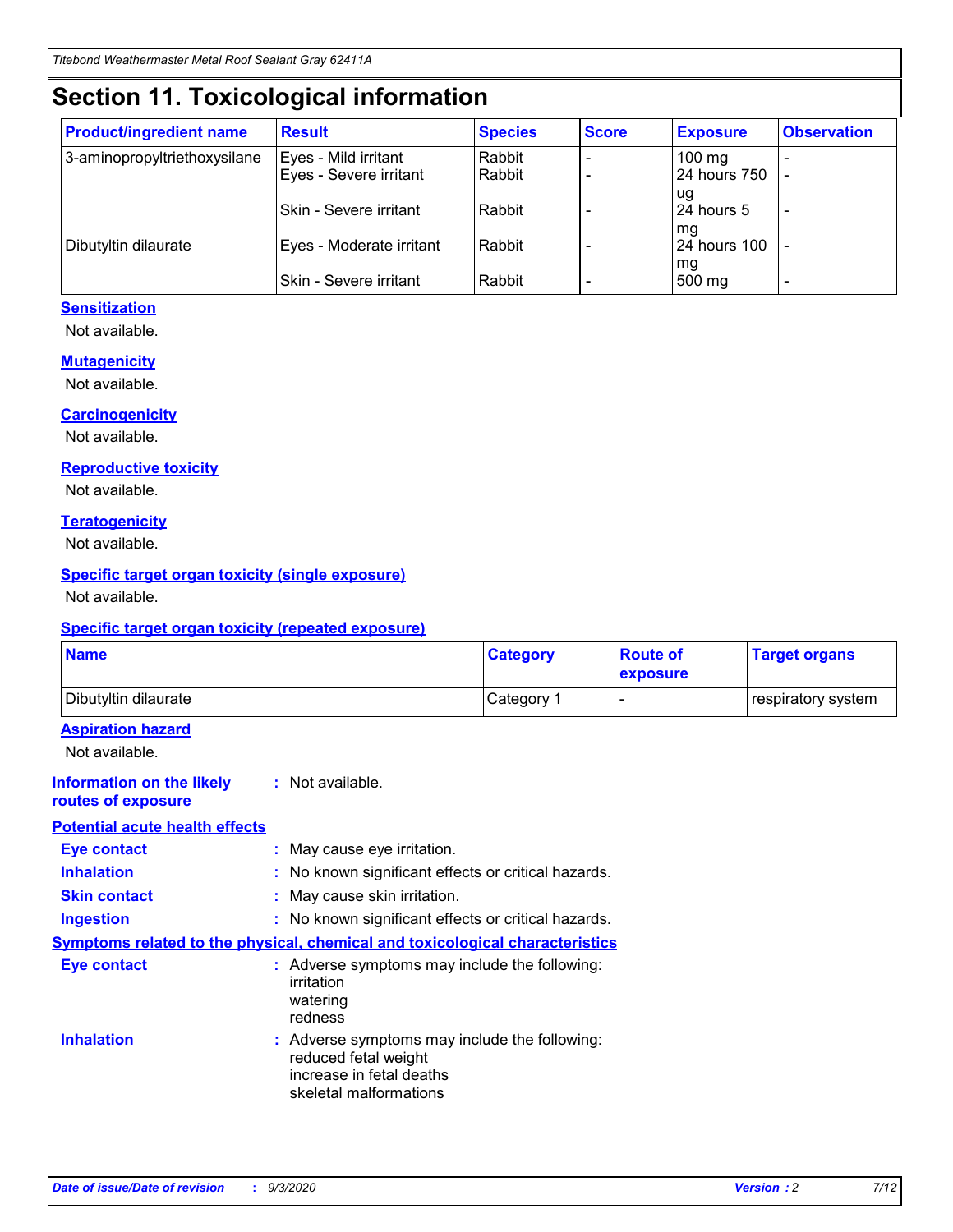# Section 11. Toxicological information

| Product/ingredient name | Result | Species | Score | Exposure | Observation |
|---|---|---|---|---|---|
| 3-aminopropyltriethoxysilane | Eyes - Mild irritant | Rabbit | - | 100 mg | - |
| | Eyes - Severe irritant | Rabbit | - | 24 hours 750 ug | - |
| | Skin - Severe irritant | Rabbit | - | 24 hours 5 mg | - |
| Dibutyltin dilaurate | Eyes - Moderate irritant | Rabbit | - | 24 hours 100 mg | - |
| | Skin - Severe irritant | Rabbit | - | 500 mg | - |

### Sensitization

Not available.

### Mutagenicity

Not available.

### Carcinogenicity

Not available.

### Reproductive toxicity

Not available.

### Teratogenicity

Not available.

### Specific target organ toxicity (single exposure)

Not available.

### Specific target organ toxicity (repeated exposure)

| Name | Category | Route of exposure | Target organs |
|---|---|---|---|
| Dibutyltin dilaurate | Category 1 | - | respiratory system |

### Aspiration hazard

Not available.

**Information on the likely routes of exposure** : Not available.

### Potential acute health effects

**Eye contact** : May cause eye irritation.

**Inhalation** : No known significant effects or critical hazards.

**Skin contact** : May cause skin irritation.

**Ingestion** : No known significant effects or critical hazards.

### Symptoms related to the physical, chemical and toxicological characteristics

**Eye contact** : Adverse symptoms may include the following:
irritation
watering
redness

**Inhalation** : Adverse symptoms may include the following:
reduced fetal weight
increase in fetal deaths
skeletal malformations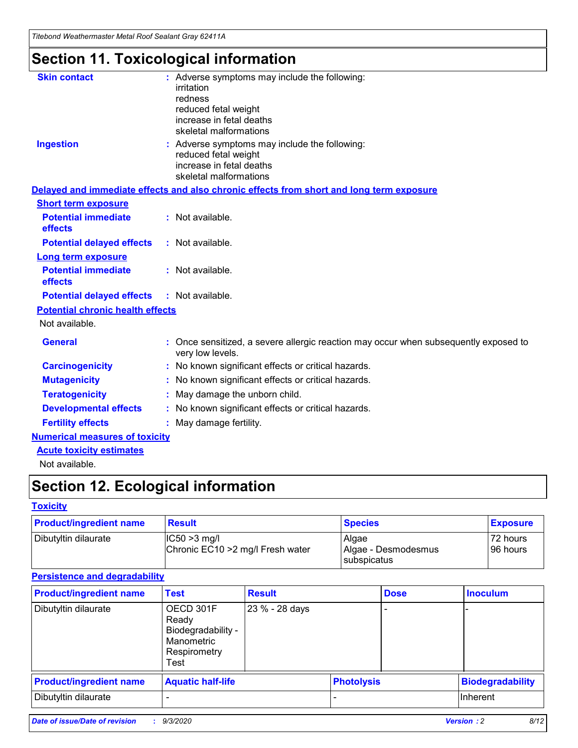# Section 11. Toxicological information

**Skin contact** : Adverse symptoms may include the following:
irritation
redness
reduced fetal weight
increase in fetal deaths
skeletal malformations

**Ingestion** : Adverse symptoms may include the following:
reduced fetal weight
increase in fetal deaths
skeletal malformations

**Delayed and immediate effects and also chronic effects from short and long term exposure**

**Short term exposure**

**Potential immediate effects** : Not available.

**Potential delayed effects** : Not available.

**Long term exposure**

**Potential immediate effects** : Not available.

**Potential delayed effects** : Not available.

**Potential chronic health effects**

Not available.

**General** : Once sensitized, a severe allergic reaction may occur when subsequently exposed to very low levels.

**Carcinogenicity** : No known significant effects or critical hazards.

**Mutagenicity** : No known significant effects or critical hazards.

**Teratogenicity** : May damage the unborn child.

**Developmental effects** : No known significant effects or critical hazards.

**Fertility effects** : May damage fertility.

**Numerical measures of toxicity**

**Acute toxicity estimates**

Not available.

# Section 12. Ecological information

**Toxicity**

| Product/ingredient name | Result | Species | Exposure |
|---|---|---|---|
| Dibutyltin dilaurate | IC50 >3 mg/l<br>Chronic EC10 >2 mg/l Fresh water | Algae<br>Algae - Desmodesmus subspicatus | 72 hours<br>96 hours |

**Persistence and degradability**

| Product/ingredient name | Test | Result | Dose | Inoculum |
|---|---|---|---|---|
| Dibutyltin dilaurate | OECD 301F Ready Biodegradability - Manometric Respirometry Test | 23 % - 28 days | - | - |

| Product/ingredient name | Aquatic half-life | Photolysis | Biodegradability |
|---|---|---|---|
| Dibutyltin dilaurate | - | - | Inherent |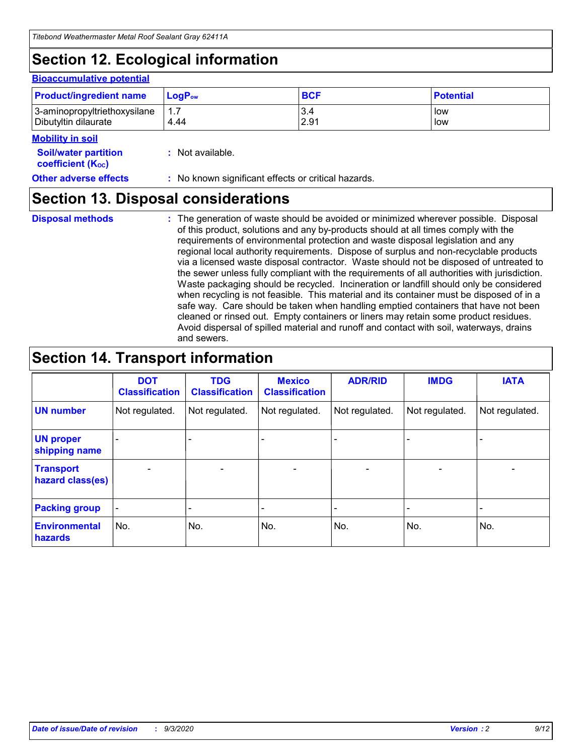## Section 12. Ecological information

### Bioaccumulative potential

| Product/ingredient name | $LogP_{ow}$ | BCF | Potential |
|---|---|---|---|
| 3-aminopropyltriethoxysilane | 1.7 | 3.4 | low |
| Dibutyltin dilaurate | 4.44 | 2.91 | low |

### Mobility in soil

**Soil/water partition coefficient ($K_{OC}$)** : Not available.

**Other adverse effects** : No known significant effects or critical hazards.

## Section 13. Disposal considerations

**Disposal methods** : The generation of waste should be avoided or minimized wherever possible. Disposal of this product, solutions and any by-products should at all times comply with the requirements of environmental protection and waste disposal legislation and any regional local authority requirements. Dispose of surplus and non-recyclable products via a licensed waste disposal contractor. Waste should not be disposed of untreated to the sewer unless fully compliant with the requirements of all authorities with jurisdiction. Waste packaging should be recycled. Incineration or landfill should only be considered when recycling is not feasible. This material and its container must be disposed of in a safe way. Care should be taken when handling emptied containers that have not been cleaned or rinsed out. Empty containers or liners may retain some product residues. Avoid dispersal of spilled material and runoff and contact with soil, waterways, drains and sewers.

## Section 14. Transport information

| | DOT Classification | TDG Classification | Mexico Classification | ADR/RID | IMDG | IATA |
|---|---|---|---|---|---|---|
| UN number | Not regulated. | Not regulated. | Not regulated. | Not regulated. | Not regulated. | Not regulated. |
| UN proper shipping name | - | - | - | - | - | - |
| Transport hazard class(es) | - | - | - | - | - | - |
| Packing group | - | - | - | - | - | - |
| Environmental hazards | No. | No. | No. | No. | No. | No. |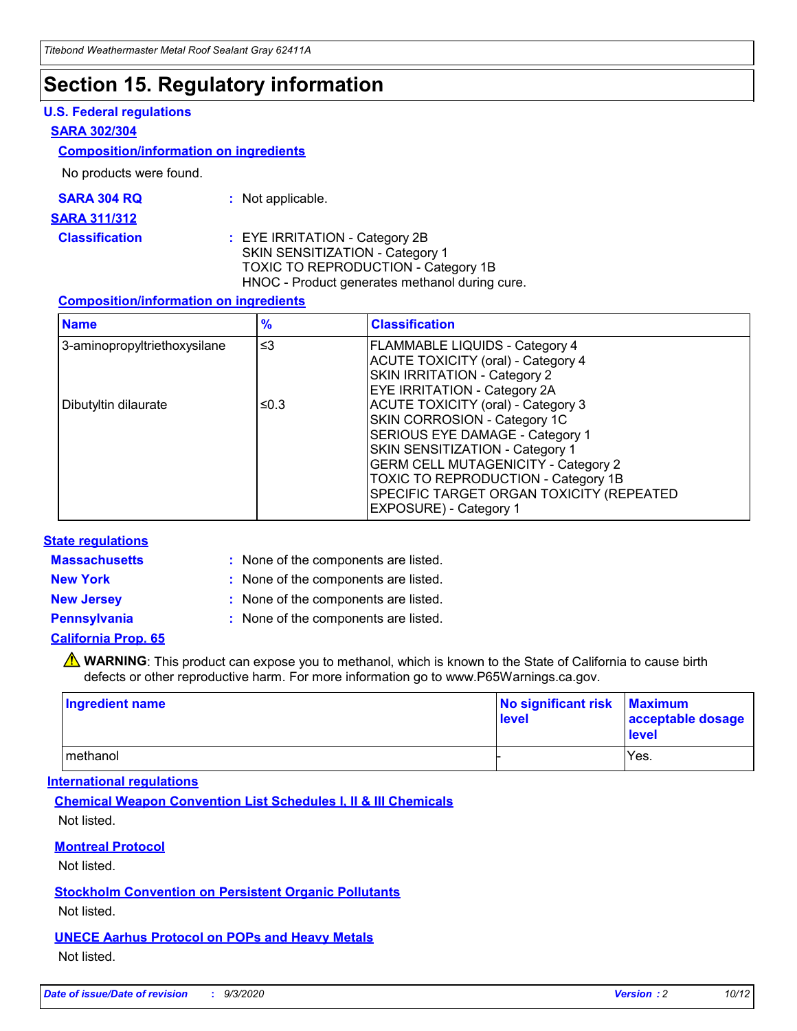# Section 15. Regulatory information

## U.S. Federal regulations

### SARA 302/304

#### Composition/information on ingredients

No products were found.

**SARA 304 RQ** : Not applicable.

### SARA 311/312

**Classification** : EYE IRRITATION - Category 2B
SKIN SENSITIZATION - Category 1
TOXIC TO REPRODUCTION - Category 1B
HNOC - Product generates methanol during cure.

#### Composition/information on ingredients

| Name | % | Classification |
|---|---|---|
| 3-aminopropyltriethoxysilane | ≤3 | FLAMMABLE LIQUIDS - Category 4<br>ACUTE TOXICITY (oral) - Category 4<br>SKIN IRRITATION - Category 2<br>EYE IRRITATION - Category 2A |
| Dibutyltin dilaurate | ≤0.3 | ACUTE TOXICITY (oral) - Category 3<br>SKIN CORROSION - Category 1C<br>SERIOUS EYE DAMAGE - Category 1<br>SKIN SENSITIZATION - Category 1<br>GERM CELL MUTAGENICITY - Category 2<br>TOXIC TO REPRODUCTION - Category 1B<br>SPECIFIC TARGET ORGAN TOXICITY (REPEATED EXPOSURE) - Category 1 |

## State regulations

**Massachusetts** : None of the components are listed.

**New York** : None of the components are listed.

**New Jersey** : None of the components are listed.

**Pennsylvania** : None of the components are listed.

### California Prop. 65

⚠ **WARNING**: This product can expose you to methanol, which is known to the State of California to cause birth defects or other reproductive harm. For more information go to www.P65Warnings.ca.gov.

| Ingredient name | No significant risk level | Maximum acceptable dosage level |
|---|---|---|
| methanol | - | Yes. |

## International regulations

### Chemical Weapon Convention List Schedules I, II & III Chemicals

Not listed.

### Montreal Protocol

Not listed.

### Stockholm Convention on Persistent Organic Pollutants

Not listed.

### UNECE Aarhus Protocol on POPs and Heavy Metals

Not listed.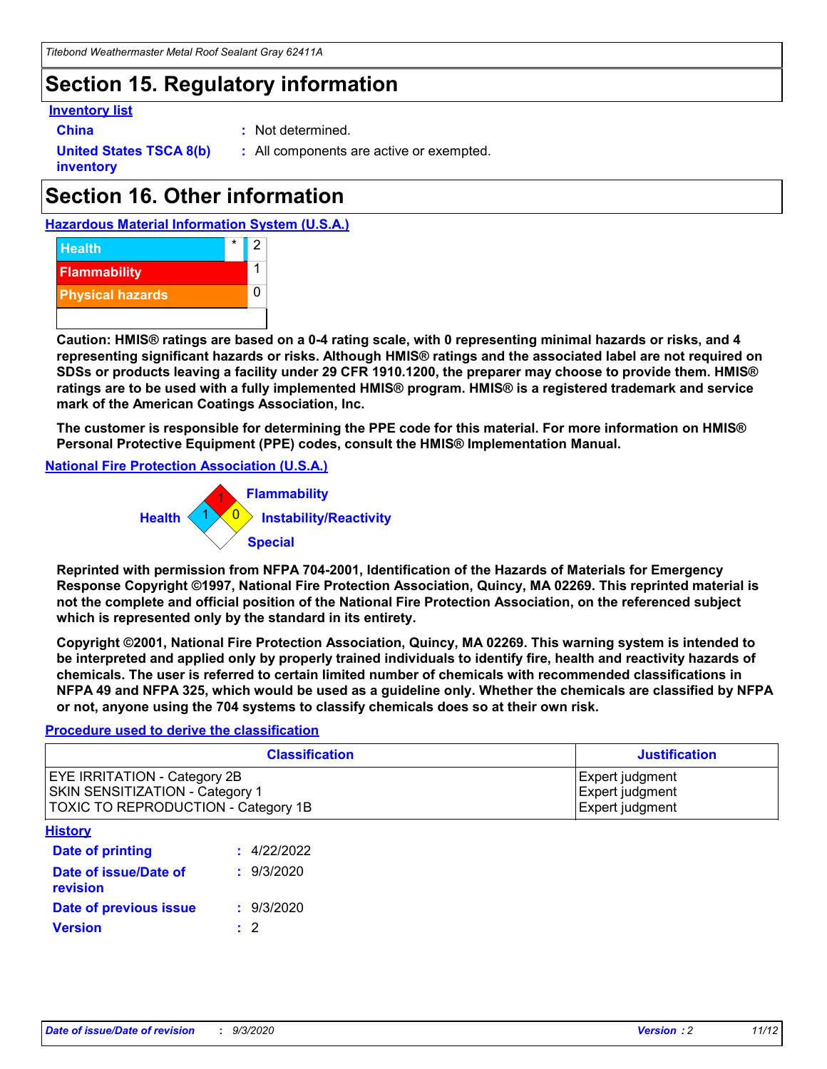# Section 15. Regulatory information

**Inventory list**

**China** : Not determined.

**United States TSCA 8(b) inventory** : All components are active or exempted.

# Section 16. Other information

**Hazardous Material Information System (U.S.A.)**

| | | |
|---|---|---|
| Health | * | 2 |
| Flammability | | 1 |
| Physical hazards | | 0 |

**Caution: HMIS® ratings are based on a 0-4 rating scale, with 0 representing minimal hazards or risks, and 4 representing significant hazards or risks. Although HMIS® ratings and the associated label are not required on SDSs or products leaving a facility under 29 CFR 1910.1200, the preparer may choose to provide them. HMIS® ratings are to be used with a fully implemented HMIS® program. HMIS® is a registered trademark and service mark of the American Coatings Association, Inc.**

**The customer is responsible for determining the PPE code for this material. For more information on HMIS® Personal Protective Equipment (PPE) codes, consult the HMIS® Implementation Manual.**

**National Fire Protection Association (U.S.A.)**

Flammability: 1
Health: 1
Instability/Reactivity: 0
Special:

**Reprinted with permission from NFPA 704-2001, Identification of the Hazards of Materials for Emergency Response Copyright ©1997, National Fire Protection Association, Quincy, MA 02269. This reprinted material is not the complete and official position of the National Fire Protection Association, on the referenced subject which is represented only by the standard in its entirety.**

**Copyright ©2001, National Fire Protection Association, Quincy, MA 02269. This warning system is intended to be interpreted and applied only by properly trained individuals to identify fire, health and reactivity hazards of chemicals. The user is referred to certain limited number of chemicals with recommended classifications in NFPA 49 and NFPA 325, which would be used as a guideline only. Whether the chemicals are classified by NFPA or not, anyone using the 704 systems to classify chemicals does so at their own risk.**

**Procedure used to derive the classification**

| Classification | Justification |
|---|---|
| EYE IRRITATION - Category 2B | Expert judgment |
| SKIN SENSITIZATION - Category 1 | Expert judgment |
| TOXIC TO REPRODUCTION - Category 1B | Expert judgment |

**History**

**Date of printing** : 4/22/2022

**Date of issue/Date of revision** : 9/3/2020

**Date of previous issue** : 9/3/2020

**Version** : 2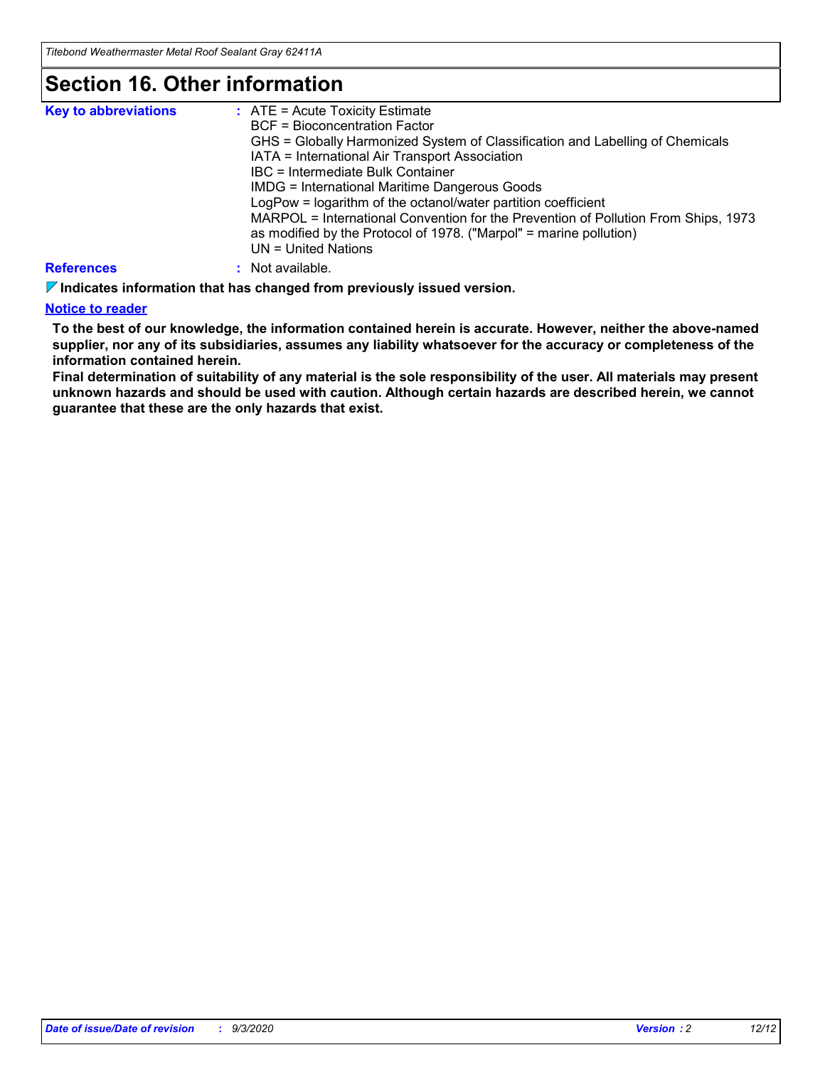## Section 16. Other information

**Key to abbreviations** : ATE = Acute Toxicity Estimate
BCF = Bioconcentration Factor
GHS = Globally Harmonized System of Classification and Labelling of Chemicals
IATA = International Air Transport Association
IBC = Intermediate Bulk Container
IMDG = International Maritime Dangerous Goods
LogPow = logarithm of the octanol/water partition coefficient
MARPOL = International Convention for the Prevention of Pollution From Ships, 1973 as modified by the Protocol of 1978. ("Marpol" = marine pollution)
UN = United Nations

**References** : Not available.

**Indicates information that has changed from previously issued version.**

**Notice to reader**

**To the best of our knowledge, the information contained herein is accurate. However, neither the above-named supplier, nor any of its subsidiaries, assumes any liability whatsoever for the accuracy or completeness of the information contained herein.**

**Final determination of suitability of any material is the sole responsibility of the user. All materials may present unknown hazards and should be used with caution. Although certain hazards are described herein, we cannot guarantee that these are the only hazards that exist.**